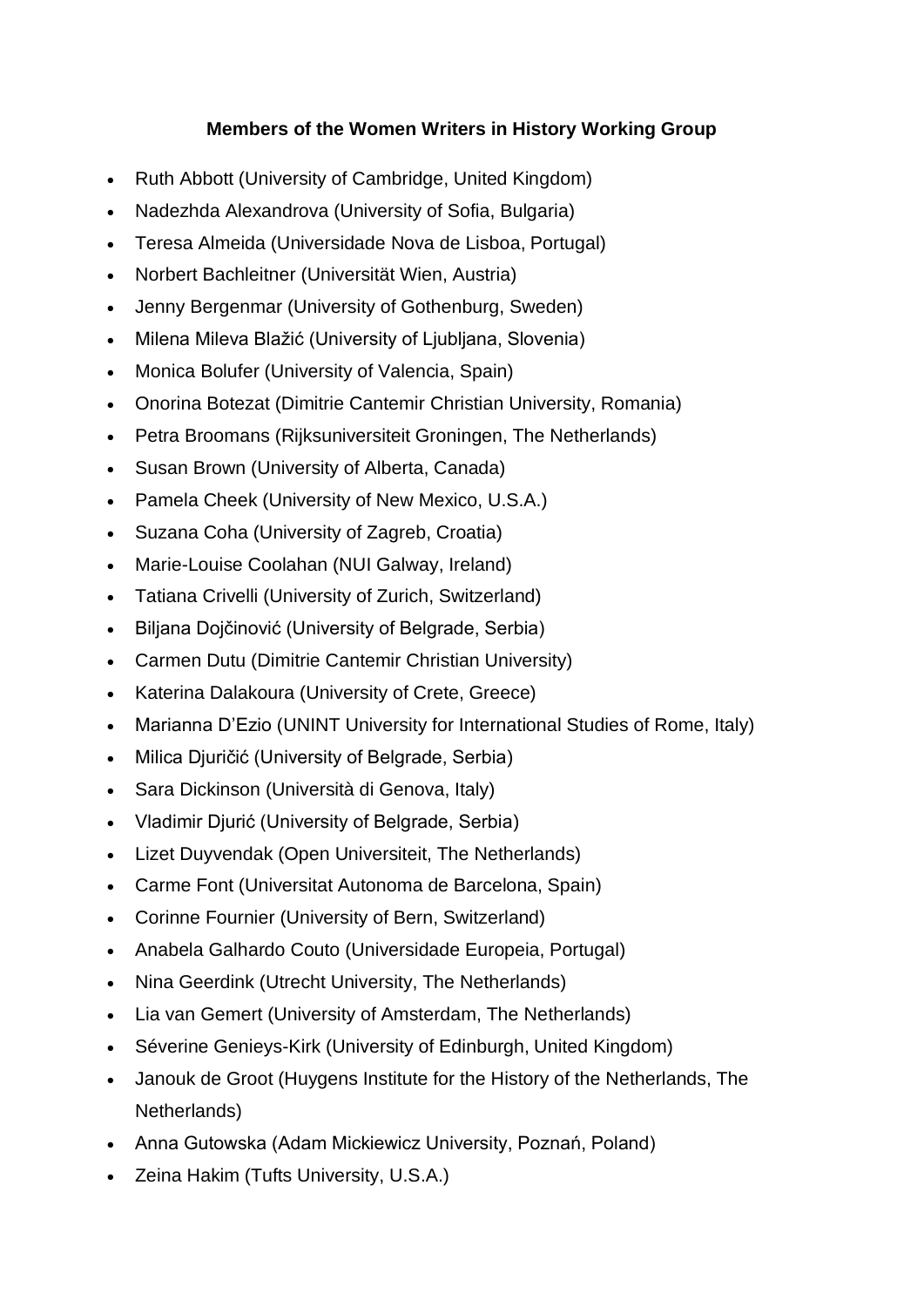**Members of the Women Writers in History Working Group**

- Ruth Abbott (University of Cambridge, United Kingdom)
- Nadezhda Alexandrova (University of Sofia, Bulgaria)
- Teresa Almeida (Universidade Nova de Lisboa, Portugal)
- Norbert Bachleitner (Universität Wien, Austria)
- Jenny Bergenmar (University of Gothenburg, Sweden)
- Milena Mileva Blažić (University of Ljubljana, Slovenia)
- Monica Bolufer (University of Valencia, Spain)
- Onorina Botezat (Dimitrie Cantemir Christian University, Romania)
- Petra Broomans (Rijksuniversiteit Groningen, The Netherlands)
- Susan Brown (University of Alberta, Canada)
- Pamela Cheek (University of New Mexico, U.S.A.)
- Suzana Coha (University of Zagreb, Croatia)
- Marie-Louise Coolahan (NUI Galway, Ireland)
- Tatiana Crivelli (University of Zurich, Switzerland)
- Biljana Dojčinović (University of Belgrade, Serbia)
- Carmen Dutu (Dimitrie Cantemir Christian University)
- Katerina Dalakoura (University of Crete, Greece)
- Marianna D'Ezio (UNINT University for International Studies of Rome, Italy)
- Milica Djuričić (University of Belgrade, Serbia)
- Sara Dickinson (Università di Genova, Italy)
- Vladimir Djurić (University of Belgrade, Serbia)
- Lizet Duyvendak (Open Universiteit, The Netherlands)
- Carme Font (Universitat Autonoma de Barcelona, Spain)
- Corinne Fournier (University of Bern, Switzerland)
- Anabela Galhardo Couto (Universidade Europeia, Portugal)
- Nina Geerdink (Utrecht University, The Netherlands)
- Lia van Gemert (University of Amsterdam, The Netherlands)
- Séverine Genieys-Kirk (University of Edinburgh, United Kingdom)
- Janouk de Groot (Huygens Institute for the History of the Netherlands, The Netherlands)
- Anna Gutowska (Adam Mickiewicz University, Poznań, Poland)
- Zeina Hakim (Tufts University, U.S.A.)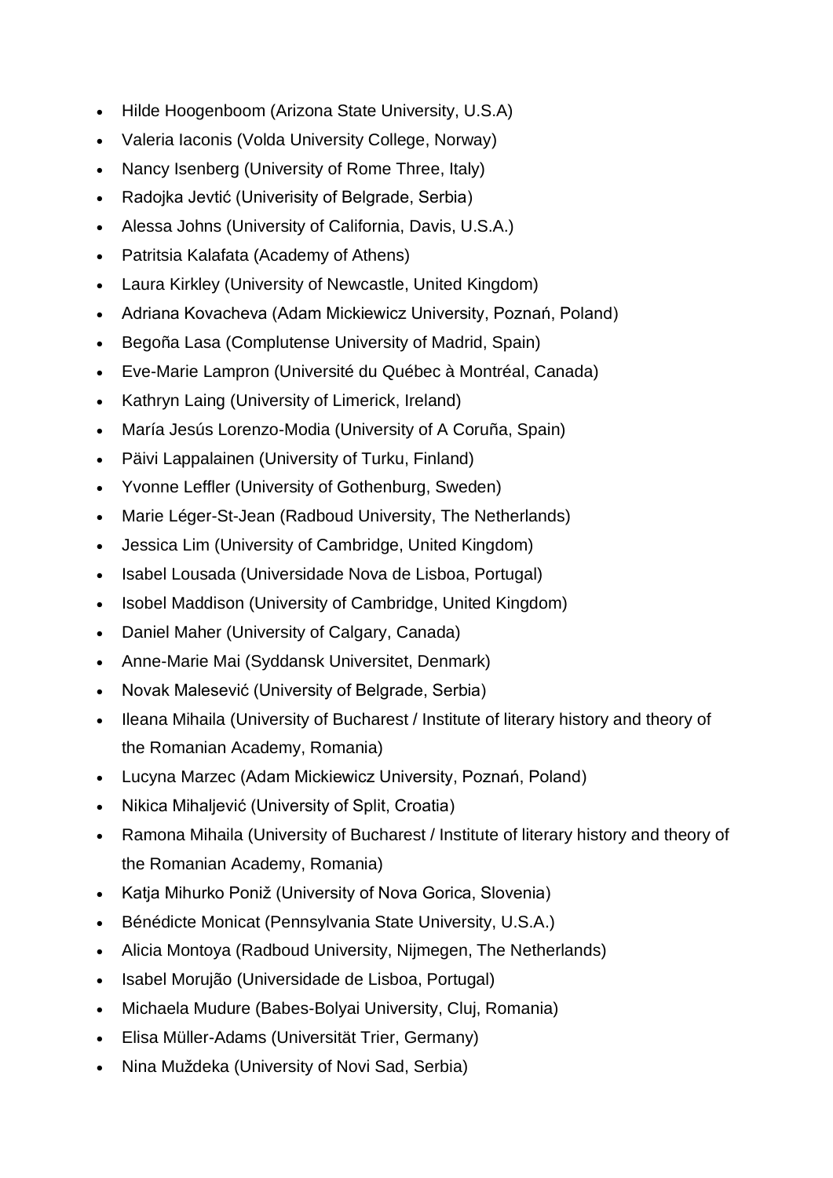- Hilde Hoogenboom (Arizona State University, U.S.A)
- Valeria Iaconis (Volda University College, Norway)
- Nancy Isenberg (University of Rome Three, Italy)
- Radojka Jevtić (Univerisity of Belgrade, Serbia)
- Alessa Johns (University of California, Davis, U.S.A.)
- Patritsia Kalafata (Academy of Athens)
- Laura Kirkley (University of Newcastle, United Kingdom)
- Adriana Kovacheva (Adam Mickiewicz University, Poznań, Poland)
- Begoña Lasa (Complutense University of Madrid, Spain)
- Eve-Marie Lampron (Université du Québec à Montréal, Canada)
- Kathryn Laing (University of Limerick, Ireland)
- María Jesús Lorenzo-Modia (University of A Coruña, Spain)
- Päivi Lappalainen (University of Turku, Finland)
- Yvonne Leffler (University of Gothenburg, Sweden)
- Marie Léger-St-Jean (Radboud University, The Netherlands)
- Jessica Lim (University of Cambridge, United Kingdom)
- Isabel Lousada (Universidade Nova de Lisboa, Portugal)
- Isobel Maddison (University of Cambridge, United Kingdom)
- Daniel Maher (University of Calgary, Canada)
- Anne-Marie Mai (Syddansk Universitet, Denmark)
- Novak Malesević (University of Belgrade, Serbia)
- Ileana Mihaila (University of Bucharest / Institute of literary history and theory of the Romanian Academy, Romania)
- Lucyna Marzec (Adam Mickiewicz University, Poznań, Poland)
- Nikica Mihaljević (University of Split, Croatia)
- Ramona Mihaila (University of Bucharest / Institute of literary history and theory of the Romanian Academy, Romania)
- Katja Mihurko Poniž (University of Nova Gorica, Slovenia)
- Bénédicte Monicat (Pennsylvania State University, U.S.A.)
- Alicia Montoya (Radboud University, Nijmegen, The Netherlands)
- Isabel Morujão (Universidade de Lisboa, Portugal)
- Michaela Mudure (Babes-Bolyai University, Cluj, Romania)
- Elisa Müller-Adams (Universität Trier, Germany)
- Nina Muždeka (University of Novi Sad, Serbia)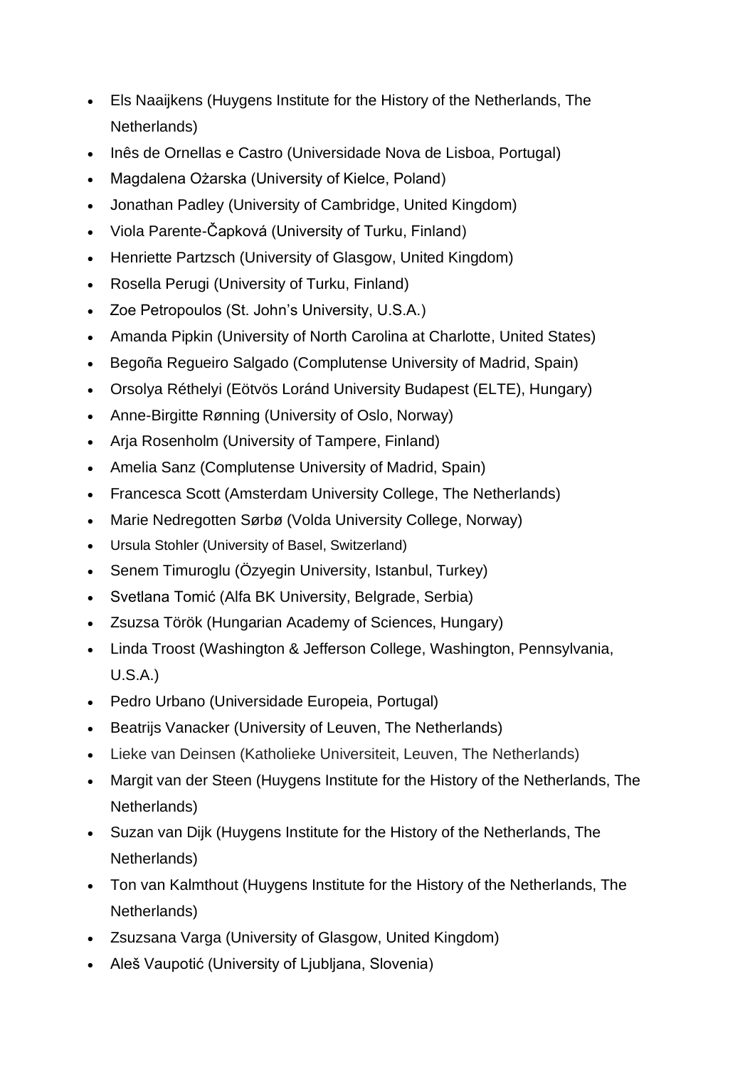- Els Naaijkens (Huygens Institute for the History of the Netherlands, The Netherlands)
- Inês de Ornellas e Castro (Universidade Nova de Lisboa, Portugal)
- Magdalena Ożarska (University of Kielce, Poland)
- Jonathan Padley (University of Cambridge, United Kingdom)
- Viola Parente-Čapková (University of Turku, Finland)
- Henriette Partzsch (University of Glasgow, United Kingdom)
- Rosella Perugi (University of Turku, Finland)
- Zoe Petropoulos (St. John's University, U.S.A.)
- Amanda Pipkin (University of North Carolina at Charlotte, United States)
- Begoña Regueiro Salgado (Complutense University of Madrid, Spain)
- Orsolya Réthelyi (Eötvös Loránd University Budapest (ELTE), Hungary)
- Anne-Birgitte Rønning (University of Oslo, Norway)
- Arja Rosenholm (University of Tampere, Finland)
- Amelia Sanz (Complutense University of Madrid, Spain)
- Francesca Scott (Amsterdam University College, The Netherlands)
- Marie Nedregotten Sørbø (Volda University College, Norway)
- Ursula Stohler (University of Basel, Switzerland)
- Senem Timuroglu (Özyegin University, Istanbul, Turkey)
- Svetlana Tomić (Alfa BK University, Belgrade, Serbia)
- Zsuzsa Török (Hungarian Academy of Sciences, Hungary)
- Linda Troost (Washington & Jefferson College, Washington, Pennsylvania, U.S.A.)
- Pedro Urbano (Universidade Europeia, Portugal)
- Beatrijs Vanacker (University of Leuven, The Netherlands)
- Lieke van Deinsen (Katholieke Universiteit, Leuven, The Netherlands)
- Margit van der Steen (Huygens Institute for the History of the Netherlands, The Netherlands)
- Suzan van Dijk (Huygens Institute for the History of the Netherlands, The Netherlands)
- Ton van Kalmthout (Huygens Institute for the History of the Netherlands, The Netherlands)
- Zsuzsana Varga (University of Glasgow, United Kingdom)
- Aleš Vaupotić (University of Ljubljana, Slovenia)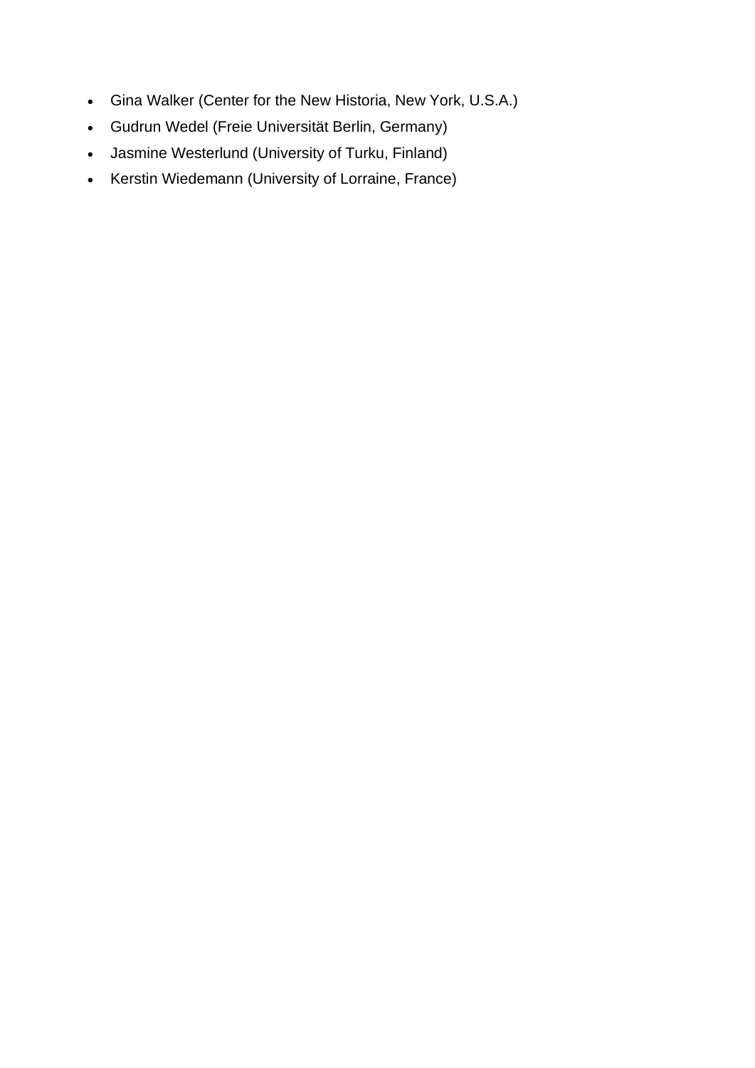- Gina Walker (Center for the New Historia, New York, U.S.A.)
- Gudrun Wedel (Freie Universität Berlin, Germany)
- Jasmine Westerlund (University of Turku, Finland)
- Kerstin Wiedemann (University of Lorraine, France)